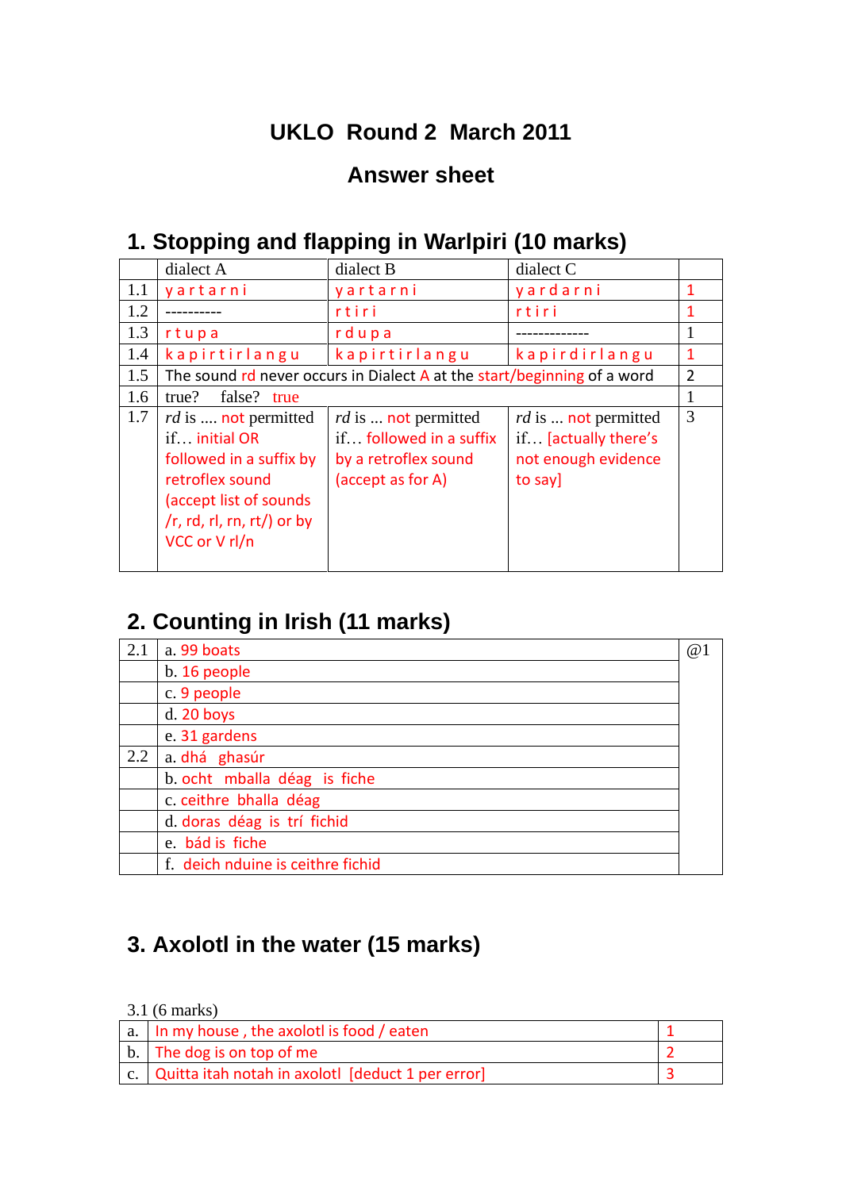# UKLO Round 2 March 2011

## Answer sheet

## 1. Stopping and flapping in Warlpiri (10 marks)

| | dialect A | dialect B | dialect C | |
|---|---|---|---|---|
| 1.1 | y a r t a r n i | y a r t a r n i | y a r d a r n i | 1 |
| 1.2 | ---------- | r t i r i | r t i r i | 1 |
| 1.3 | r t u p a | r d u p a | ------------- | 1 |
| 1.4 | k a p i r t i r l a n g u | k a p i r t i r l a n g u | k a p i r d i r l a n g u | 1 |
| 1.5 | The sound rd never occurs in Dialect A at the start/beginning of a word | | | 2 |
| 1.6 | true? false? true | | | 1 |
| 1.7 | *rd* is .... not permitted if… initial OR followed in a suffix by retroflex sound (accept list of sounds /r, rd, rl, rn, rt/) or by VCC or V rl/n | *rd* is ... not permitted if… followed in a suffix by a retroflex sound (accept as for A) | *rd* is ... not permitted if… [actually there's not enough evidence to say] | 3 |

## 2. Counting in Irish (11 marks)

| | | |
|---|---|---|
| 2.1 | a. 99 boats | @1 |
| | b. 16 people | |
| | c. 9 people | |
| | d. 20 boys | |
| | e. 31 gardens | |
| 2.2 | a. dhá ghasúr | |
| | b. ocht mballa déag is fiche | |
| | c. ceithre bhalla déag | |
| | d. doras déag is trí fichid | |
| | e. bád is fiche | |
| | f. deich nduine is ceithre fichid | |

## 3. Axolotl in the water (15 marks)

3.1 (6 marks)

| | | |
|---|---|---|
| a. | In my house , the axolotl is food / eaten | 1 |
| b. | The dog is on top of me | 2 |
| c. | Quitta itah notah in axolotl [deduct 1 per error] | 3 |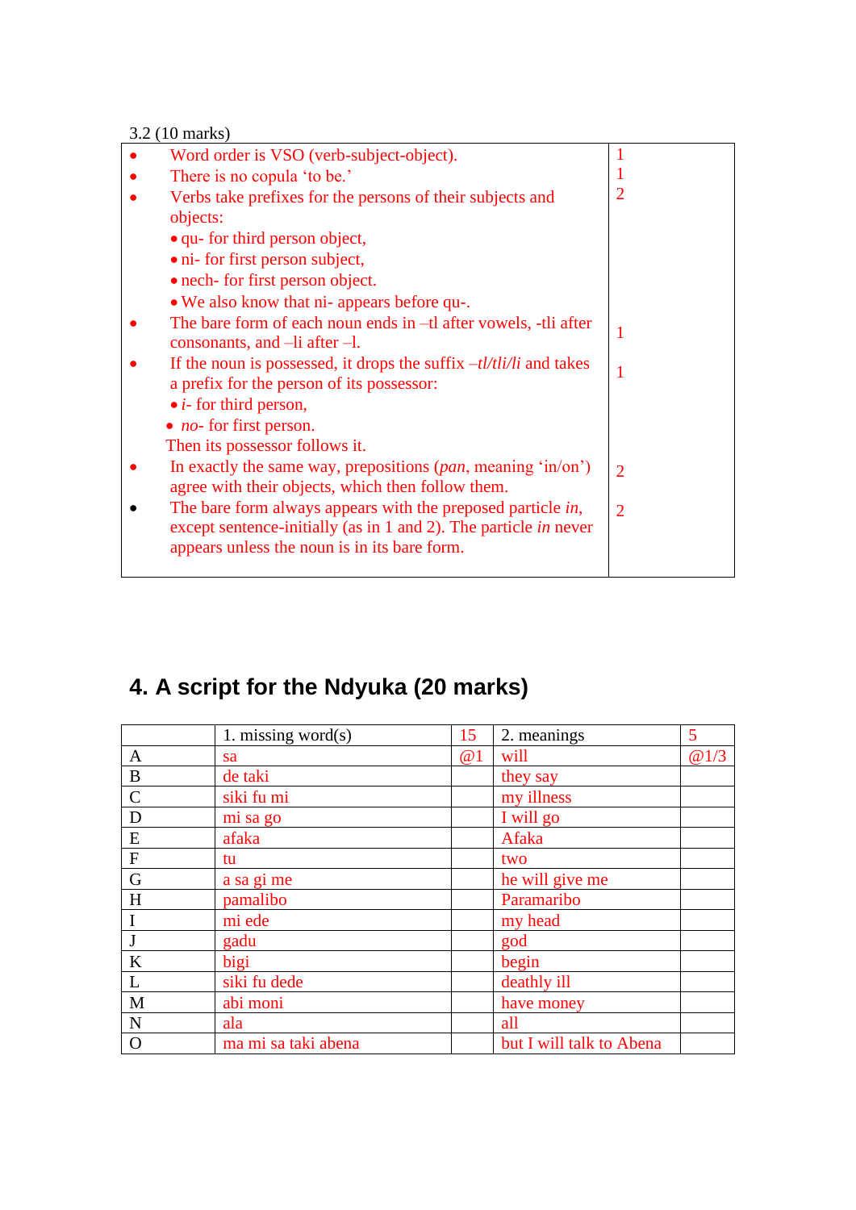3.2 (10 marks)

| | |
|---|---|
| • Word order is VSO (verb-subject-object).<br>• There is no copula 'to be.'<br>• Verbs take prefixes for the persons of their subjects and objects:<br>  • qu- for third person object,<br>  • ni- for first person subject,<br>  • nech- for first person object.<br>  • We also know that ni- appears before qu-.<br>• The bare form of each noun ends in –tl after vowels, -tli after consonants, and –li after –l.<br>• If the noun is possessed, it drops the suffix *–tl/tli/li* and takes a prefix for the person of its possessor:<br>  • *i-* for third person,<br>  • *no-* for first person.<br>  Then its possessor follows it.<br>• In exactly the same way, prepositions (*pan*, meaning 'in/on') agree with their objects, which then follow them.<br>• The bare form always appears with the preposed particle *in*, except sentence-initially (as in 1 and 2). The particle *in* never appears unless the noun is in its bare form. | 1<br>1<br>2<br><br><br><br><br><br>1<br><br>1<br><br><br><br><br>2<br><br>2 |

# 4. A script for the Ndyuka (20 marks)

| | 1. missing word(s) | 15 | 2. meanings | 5 |
|---|---|---|---|---|
| A | sa | @1 | will | @1/3 |
| B | de taki | | they say | |
| C | siki fu mi | | my illness | |
| D | mi sa go | | I will go | |
| E | afaka | | Afaka | |
| F | tu | | two | |
| G | a sa gi me | | he will give me | |
| H | pamalibo | | Paramaribo | |
| I | mi ede | | my head | |
| J | gadu | | god | |
| K | bigi | | begin | |
| L | siki fu dede | | deathly ill | |
| M | abi moni | | have money | |
| N | ala | | all | |
| O | ma mi sa taki abena | | but I will talk to Abena | |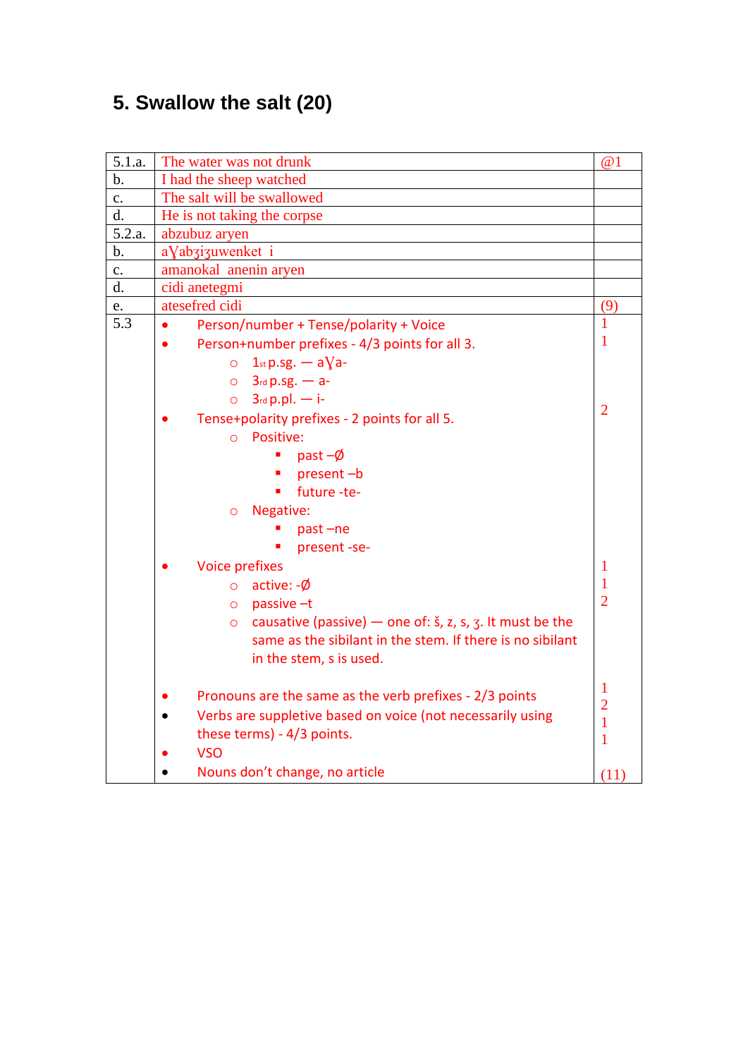# 5. Swallow the salt (20)

| | | |
|---|---|---|
| 5.1.a. | The water was not drunk | @1 |
| b. | I had the sheep watched | |
| c. | The salt will be swallowed | |
| d. | He is not taking the corpse | |
| 5.2.a. | abzubuz aryen | |
| b. | aɣabʒiʒuwenket i | |
| c. | amanokal anenin aryen | |
| d. | cidi anetegmi | |
| e. | atesefred cidi | (9) |
| 5.3 | • Person/number + Tense/polarity + Voice<br>• Person+number prefixes - 4/3 points for all 3.<br>  ○ 1st p.sg. — aɣa-<br>  ○ 3rd p.sg. — a-<br>  ○ 3rd p.pl. — i-<br>• Tense+polarity prefixes - 2 points for all 5.<br>  ○ Positive:<br>    ▪ past –Ø<br>    ▪ present –b<br>    ▪ future -te-<br>  ○ Negative:<br>    ▪ past –ne<br>    ▪ present -se-<br>• Voice prefixes<br>  ○ active: -Ø<br>  ○ passive –t<br>  ○ causative (passive) — one of: š, z, s, ʒ. It must be the same as the sibilant in the stem. If there is no sibilant in the stem, s is used.<br>• Pronouns are the same as the verb prefixes - 2/3 points<br>• Verbs are suppletive based on voice (not necessarily using these terms) - 4/3 points.<br>• VSO<br>• Nouns don't change, no article | 1<br>1<br><br><br><br>2<br><br><br><br><br><br><br><br>1<br>1<br>2<br><br><br>1<br>2<br>1<br>1<br>(11) |